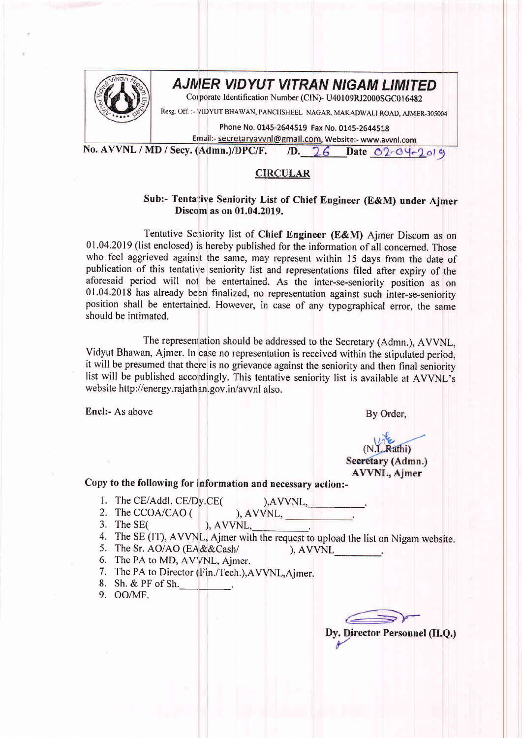# AJMER VIDYUT VITRAN NIGAM LIMITED

Corporate Identification Number (CIN)- U40109RJ2000SGC016482

Resg. Off. :- VIDYUT BHAWAN, PANCHSHEEL NAGAR, MAKADWALI ROAD, AJMER-305004

Phone No. 0145-2644519 Fax No. 0145-2644518

Email:- secretaryavvnl@gmail.com, Website:- www.avvnl.com

**No. AVVNL / MD / Secy. (Admn.)/DPC/F. /D. 26 Date 02-04-2019**

## CIRCULAR

**Sub:- Tentative Seniority List of Chief Engineer (E&M) under Ajmer Discom as on 01.04.2019.**

Tentative Seniority list of **Chief Engineer (E&M)** Ajmer Discom as on 01.04.2019 (list enclosed) is hereby published for the information of all concerned. Those who feel aggrieved against the same, may represent within 15 days from the date of publication of this tentative seniority list and representations filed after expiry of the aforesaid period will not be entertained. As the inter-se-seniority position as on 01.04.2018 has already been finalized, no representation against such inter-se-seniority position shall be entertained. However, in case of any typographical error, the same should be intimated.

The representation should be addressed to the Secretary (Admn.), AVVNL, Vidyut Bhawan, Ajmer. In case no representation is received within the stipulated period, it will be presumed that there is no grievance against the seniority and then final seniority list will be published accordingly. This tentative seniority list is available at AVVNL's website http://energy.rajasthan.gov.in/avvnl also.

**Encl:-** As above

By Order,

(N.L.Rathi)
**Secretary (Admn.)**
**AVVNL, Ajmer**

**Copy to the following for information and necessary action:-**

1. The CE/Addl. CE/Dy.CE( ),AVVNL,\_\_\_\_\_\_\_\_\_\_.
2. The CCOA/CAO ( ), AVVNL, \_\_\_\_\_\_\_\_\_\_\_\_.
3. The SE( ), AVVNL,\_\_\_\_\_\_\_\_\_\_.
4. The SE (IT), AVVNL, Ajmer with the request to upload the list on Nigam website.
5. The Sr. AO/AO (EA&&Cash/ ), AVVNL\_\_\_\_\_\_\_\_.
6. The PA to MD, AVVNL, Ajmer.
7. The PA to Director (Fin./Tech.),AVVNL,Ajmer.
8. Sh. & PF of Sh.\_\_\_\_\_\_\_\_\_\_.
9. OO/MF.

**Dy. Director Personnel (H.Q.)**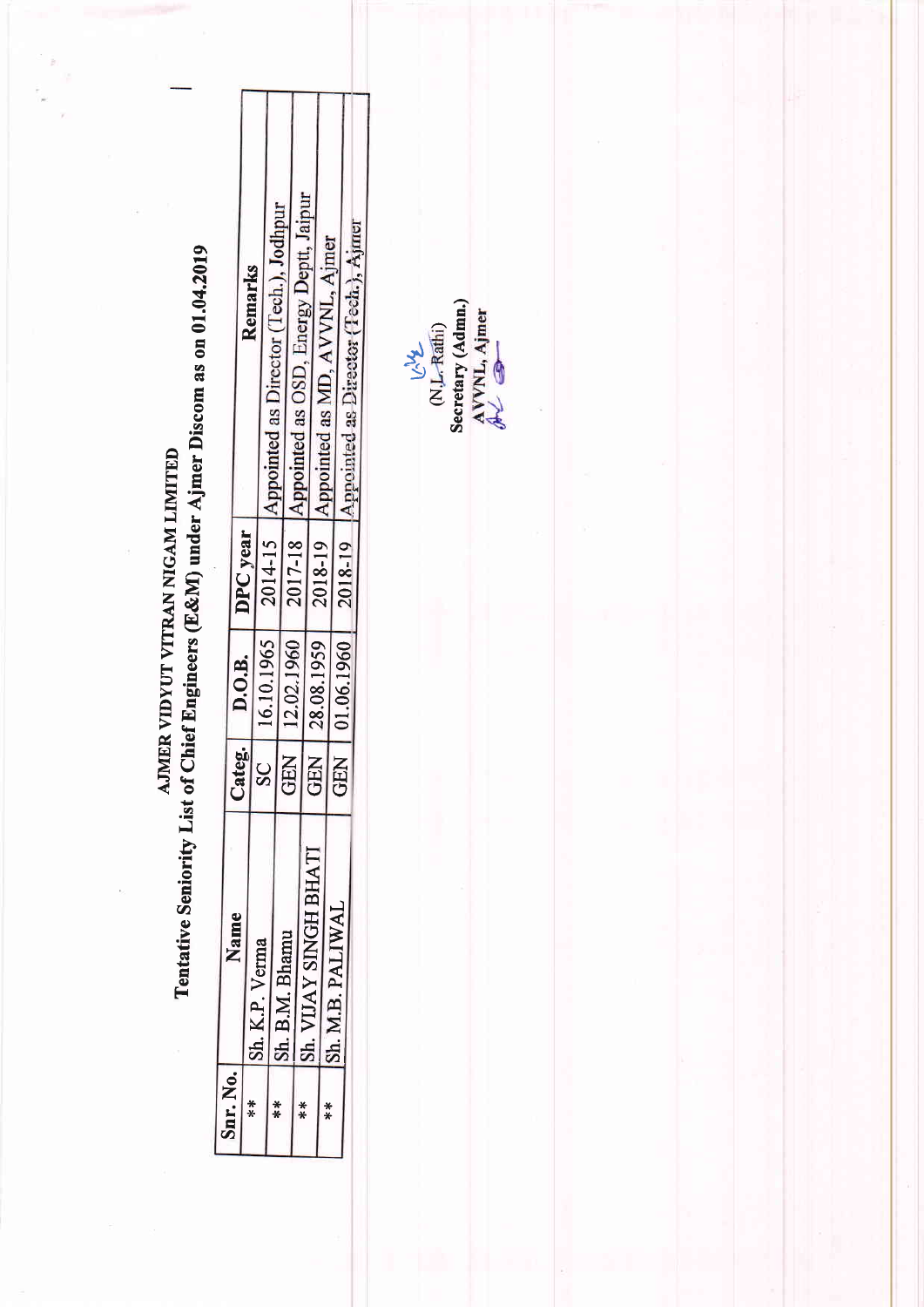# AJMER VIDYUT VITRAN NIGAM LIMITED

## Tentative Seniority List of Chief Engineers (E&M) under Ajmer Discom as on 01.04.2019

| Snr. No. | Name | Categ. | D.O.B. | DPC year | Remarks |
|---|---|---|---|---|---|
| ** | Sh. K.P. Verma | SC | 16.10.1965 | 2014-15 | Appointed as Director (Tech.), Jodhpur |
| ** | Sh. B.M. Bhamu | GEN | 12.02.1960 | 2017-18 | Appointed as OSD, Energy Deptt, Jaipur |
| ** | Sh. VIJAY SINGH BHATI | GEN | 28.08.1959 | 2018-19 | Appointed as MD, AVVNL, Ajmer |
| ** | Sh. M.B. PALIWAL | GEN | 01.06.1960 | 2018-19 | Appointed as Director (Tech.), Ajmer |

(N.L. Rathi)
**Secretary (Admn.)**
**AVVNL, Ajmer**